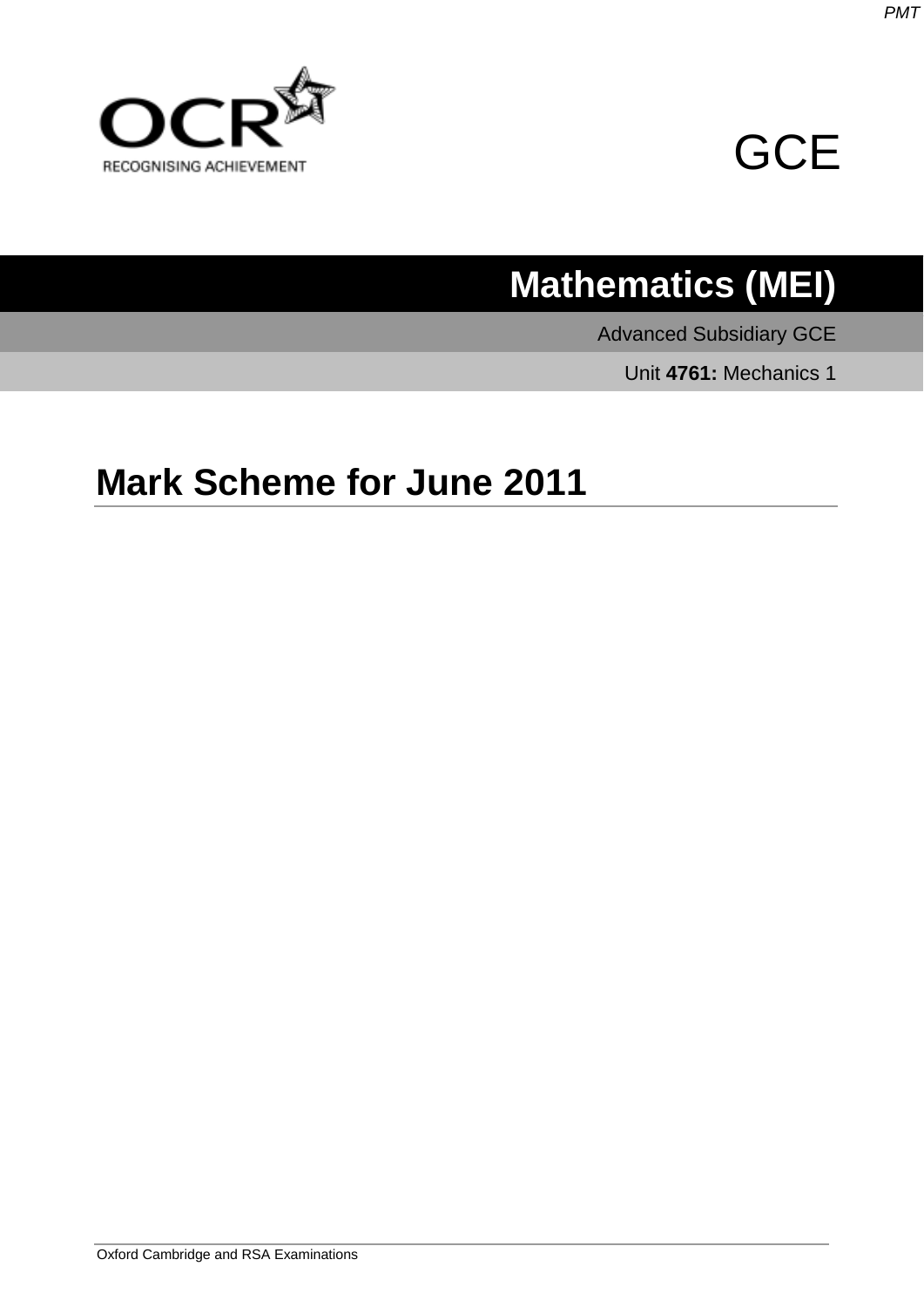OCR

RECOGNISING ACHIEVEMENT

GCE

# Mathematics (MEI)

Advanced Subsidiary GCE

Unit **4761:** Mechanics 1

## Mark Scheme for June 2011

Oxford Cambridge and RSA Examinations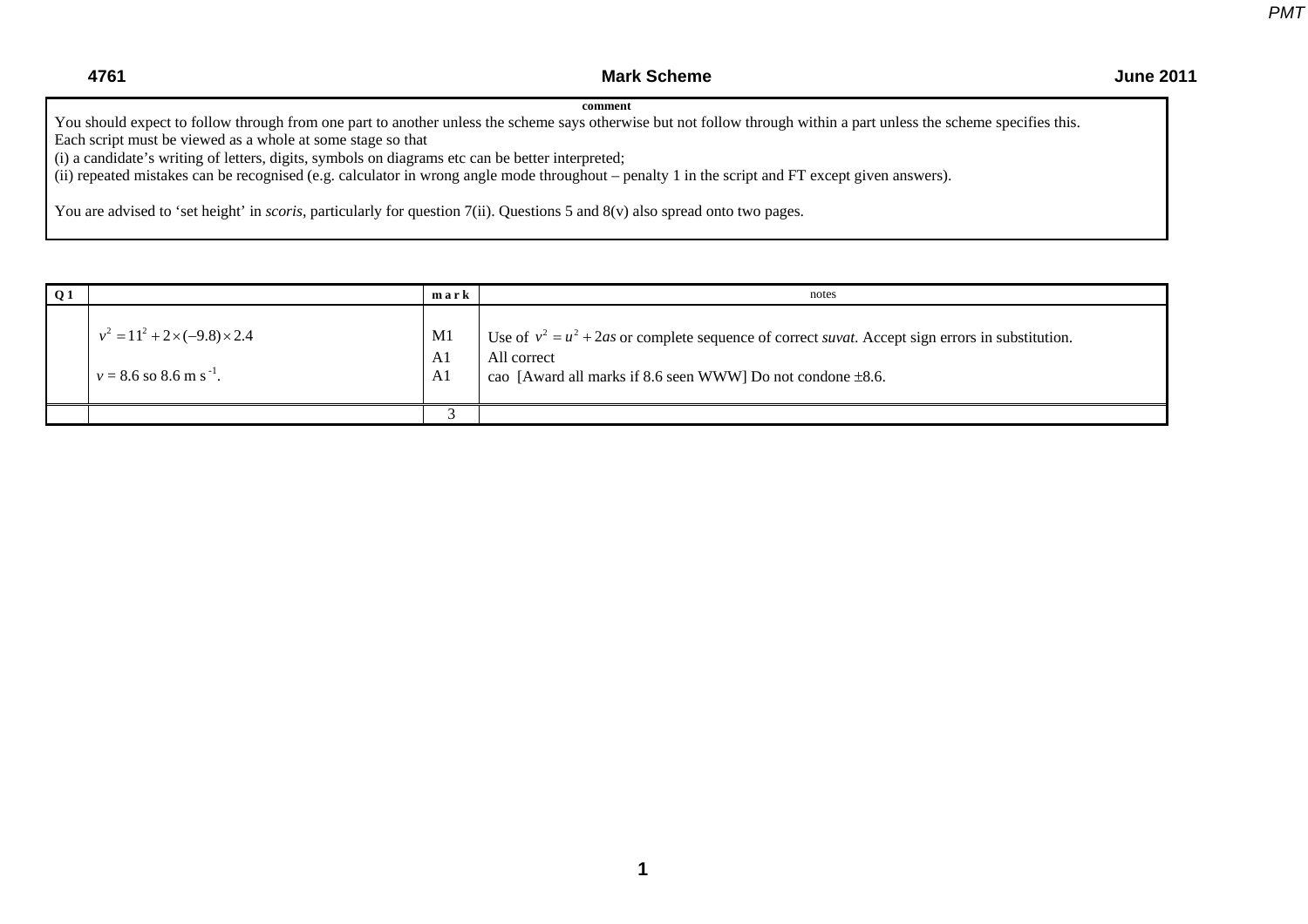| comment |
|---|
| You should expect to follow through from one part to another unless the scheme says otherwise but not follow through within a part unless the scheme specifies this.<br>Each script must be viewed as a whole at some stage so that<br>(i) a candidate's writing of letters, digits, symbols on diagrams etc can be better interpreted;<br>(ii) repeated mistakes can be recognised (e.g. calculator in wrong angle mode throughout – penalty 1 in the script and FT except given answers).<br><br>You are advised to 'set height' in *scoris*, particularly for question 7(ii). Questions 5 and 8(v) also spread onto two pages. |

| Q 1 | | mark | notes |
|---|---|---|---|
| | $v^2 = 11^2 + 2 \times (-9.8) \times 2.4$ | M1 | Use of $v^2 = u^2 + 2as$ or complete sequence of correct *suvat*. Accept sign errors in substitution. |
| | | A1 | All correct |
| | $v = 8.6$ so 8.6 m s$^{-1}$. | A1 | cao [Award all marks if 8.6 seen WWW] Do not condone ±8.6. |
| | | 3 | |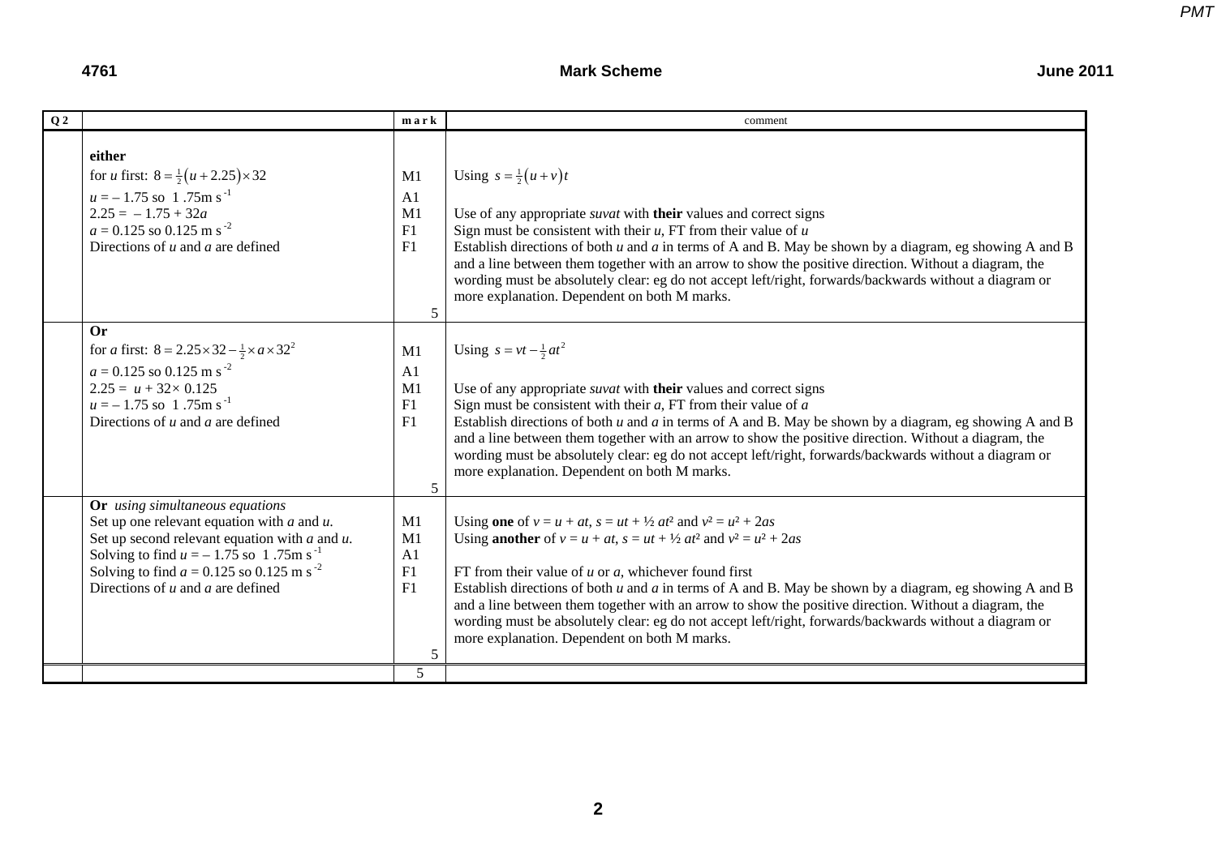| Q 2 | | mark | comment |
|---|---|---|---|
| | **either** | | |
| | for $u$ first: $8 = \frac{1}{2}(u + 2.25) \times 32$ | M1 | Using $s = \frac{1}{2}(u + v)t$ |
| | $u = -1.75$ so $1.75\text{m s}^{-1}$ | A1 | |
| | $2.25 = -1.75 + 32a$ | M1 | Use of any appropriate *suvat* with **their** values and correct signs |
| | $a = 0.125$ so $0.125\text{ m s}^{-2}$ | F1 | Sign must be consistent with their $u$, FT from their value of $u$ |
| | Directions of $u$ and $a$ are defined | F1 | Establish directions of both $u$ and $a$ in terms of A and B. May be shown by a diagram, eg showing A and B and a line between them together with an arrow to show the positive direction. Without a diagram, the wording must be absolutely clear: eg do not accept left/right, forwards/backwards without a diagram or more explanation. Dependent on both M marks. |
| | | 5 | |
| | **Or** | | |
| | for $a$ first: $8 = 2.25 \times 32 - \frac{1}{2} \times a \times 32^2$ | M1 | Using $s = vt - \frac{1}{2}at^2$ |
| | $a = 0.125$ so $0.125\text{ m s}^{-2}$ | A1 | |
| | $2.25 = u + 32 \times 0.125$ | M1 | Use of any appropriate *suvat* with **their** values and correct signs |
| | $u = -1.75$ so $1.75\text{m s}^{-1}$ | F1 | Sign must be consistent with their $a$, FT from their value of $a$ |
| | Directions of $u$ and $a$ are defined | F1 | Establish directions of both $u$ and $a$ in terms of A and B. May be shown by a diagram, eg showing A and B and a line between them together with an arrow to show the positive direction. Without a diagram, the wording must be absolutely clear: eg do not accept left/right, forwards/backwards without a diagram or more explanation. Dependent on both M marks. |
| | | 5 | |
| | **Or** *using simultaneous equations* | | |
| | Set up one relevant equation with $a$ and $u$. | M1 | Using **one** of $v = u + at$, $s = ut + \frac{1}{2}at^2$ and $v^2 = u^2 + 2as$ |
| | Set up second relevant equation with $a$ and $u$. | M1 | Using **another** of $v = u + at$, $s = ut + \frac{1}{2}at^2$ and $v^2 = u^2 + 2as$ |
| | Solving to find $u = -1.75$ so $1.75\text{m s}^{-1}$ | A1 | |
| | Solving to find $a = 0.125$ so $0.125\text{ m s}^{-2}$ | F1 | FT from their value of $u$ or $a$, whichever found first |
| | Directions of $u$ and $a$ are defined | F1 | Establish directions of both $u$ and $a$ in terms of A and B. May be shown by a diagram, eg showing A and B and a line between them together with an arrow to show the positive direction. Without a diagram, the wording must be absolutely clear: eg do not accept left/right, forwards/backwards without a diagram or more explanation. Dependent on both M marks. |
| | | 5 | |
| | | 5 | |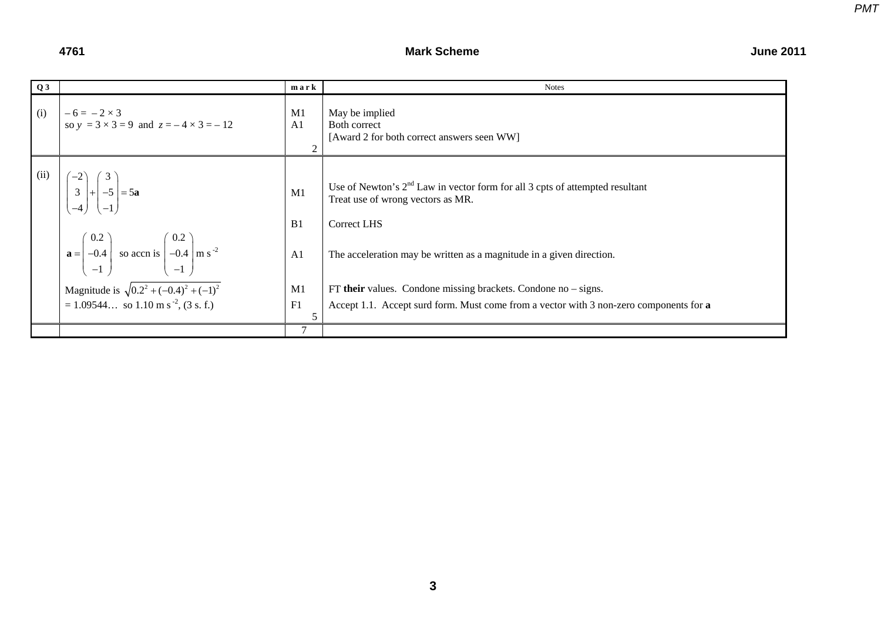| Q 3 | | mark | Notes |
|---|---|---|---|
| (i) | $-6 = -2 \times 3$ <br> so $y = 3 \times 3 = 9$ and $z = -4 \times 3 = -12$ | M1 <br> A1 <br><br> 2 | May be implied <br> Both correct <br> [Award 2 for both correct answers seen WW] |
| (ii) | $\begin{pmatrix} -2 \\ 3 \\ -4 \end{pmatrix} + \begin{pmatrix} 3 \\ -5 \\ -1 \end{pmatrix} = 5\mathbf{a}$ | M1 | Use of Newton's 2nd Law in vector form for all 3 cpts of attempted resultant <br> Treat use of wrong vectors as MR. |
| | | B1 | Correct LHS |
| | $\mathbf{a} = \begin{pmatrix} 0.2 \\ -0.4 \\ -1 \end{pmatrix}$ so accn is $\begin{pmatrix} 0.2 \\ -0.4 \\ -1 \end{pmatrix}$ m s$^{-2}$ | A1 | The acceleration may be written as a magnitude in a given direction. |
| | Magnitude is $\sqrt{0.2^2 + (-0.4)^2 + (-1)^2}$ <br> $= 1.09544\ldots$ so 1.10 m s$^{-2}$, (3 s. f.) | M1 <br> F1 <br> 5 | FT **their** values. Condone missing brackets. Condone no – signs. <br> Accept 1.1. Accept surd form. Must come from a vector with 3 non-zero components for **a** |
| | | 7 | |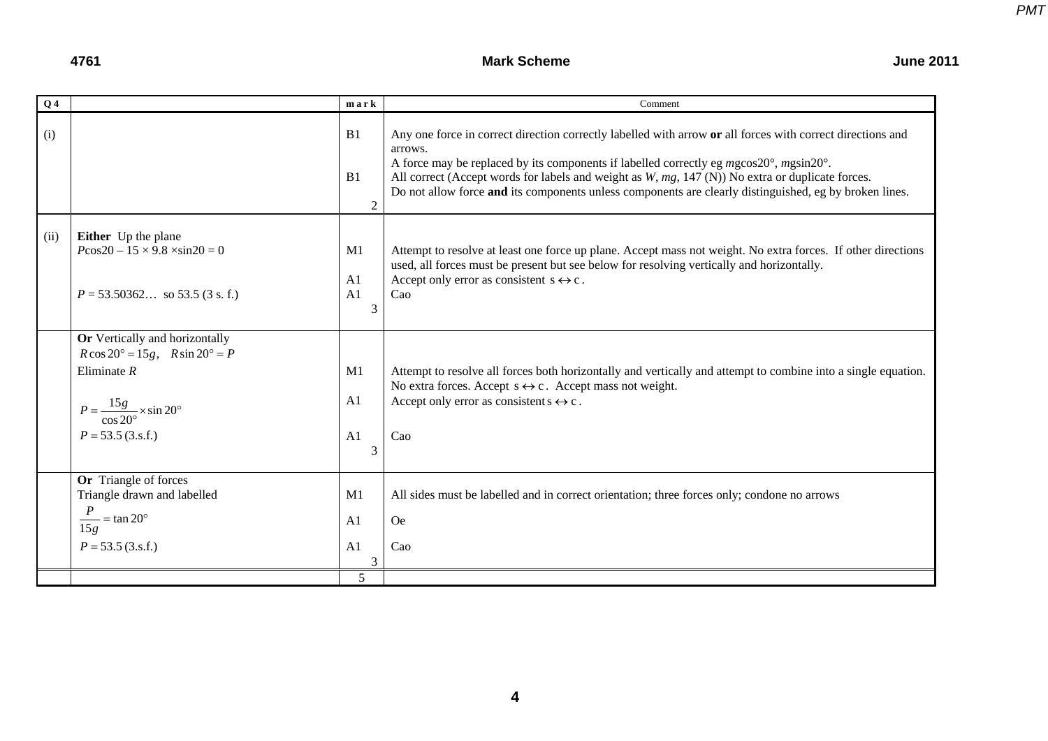| Q 4 | | mark | Comment |
|---|---|---|---|
| (i) | | B1<br><br>B1<br><br>2 | Any one force in correct direction correctly labelled with arrow **or** all forces with correct directions and arrows.<br>A force may be replaced by its components if labelled correctly eg *m*gcos20°, *m*gsin20°.<br>All correct (Accept words for labels and weight as *W*, *mg*, 147 (N)) No extra or duplicate forces.<br>Do not allow force **and** its components unless components are clearly distinguished, eg by broken lines. |
| (ii) | **Either** Up the plane<br>$P\cos20 - 15 \times 9.8 \times \sin20 = 0$<br><br>$P = 53.50362\ldots$ so 53.5 (3 s. f.) | M1<br><br>A1<br>A1<br>3 | Attempt to resolve at least one force up plane. Accept mass not weight. No extra forces. If other directions used, all forces must be present but see below for resolving vertically and horizontally.<br>Accept only error as consistent $s \leftrightarrow c$.<br>Cao |
| | **Or** Vertically and horizontally<br>$R\cos 20° = 15g, \quad R\sin 20° = P$<br>Eliminate $R$<br><br>$P = \frac{15g}{\cos 20°} \times \sin 20°$<br>$P = 53.5$ (3.s.f.) | <br><br>M1<br><br>A1<br><br>A1<br>3 | <br><br>Attempt to resolve all forces both horizontally and vertically and attempt to combine into a single equation. No extra forces. Accept $s \leftrightarrow c$. Accept mass not weight.<br>Accept only error as consistent $s \leftrightarrow c$.<br><br>Cao |
| | **Or** Triangle of forces<br>Triangle drawn and labelled<br>$\frac{P}{15g} = \tan 20°$<br>$P = 53.5$ (3.s.f.) | M1<br><br>A1<br>A1<br>3 | All sides must be labelled and in correct orientation; three forces only; condone no arrows<br><br>Oe<br>Cao |
| | | 5 | |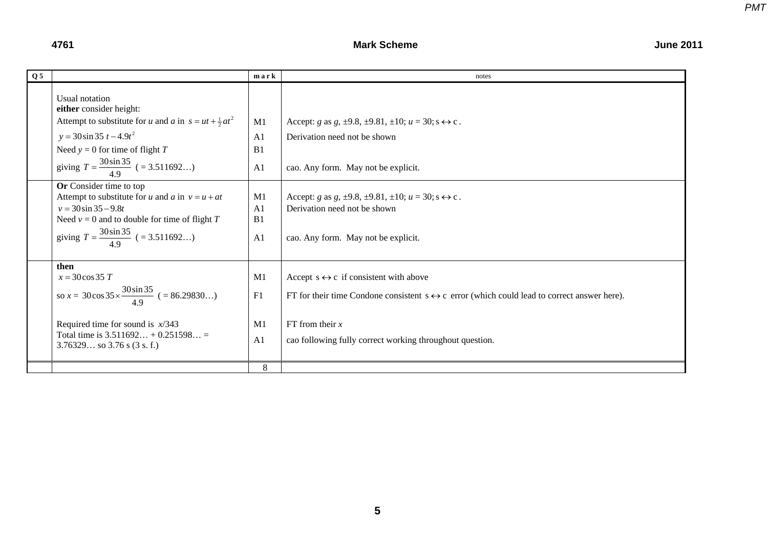| Q 5 | | mark | notes |
|---|---|---|---|
| | Usual notation<br>**either** consider height: | | |
| | Attempt to substitute for $u$ and $a$ in $s = ut + \frac{1}{2}at^2$ | M1 | Accept: $g$ as $g$, $\pm 9.8$, $\pm 9.81$, $\pm 10$; $u = 30$; $s \leftrightarrow c$. |
| | $y = 30\sin 35\ t - 4.9t^2$ | A1 | Derivation need not be shown |
| | Need $y = 0$ for time of flight $T$ | B1 | |
| | giving $T = \dfrac{30\sin 35}{4.9}$ ( = 3.511692…) | A1 | cao. Any form. May not be explicit. |
| | **Or** Consider time to top | | |
| | Attempt to substitute for $u$ and $a$ in $v = u + at$ | M1 | Accept: $g$ as $g$, $\pm 9.8$, $\pm 9.81$, $\pm 10$; $u = 30$; $s \leftrightarrow c$. |
| | $v = 30\sin 35 - 9.8t$ | A1 | Derivation need not be shown |
| | Need $v = 0$ and to double for time of flight $T$ | B1 | |
| | giving $T = \dfrac{30\sin 35}{4.9}$ ( = 3.511692…) | A1 | cao. Any form. May not be explicit. |
| | **then** | | |
| | $x = 30\cos 35\ T$ | M1 | Accept $s \leftrightarrow c$ if consistent with above |
| | so $x = 30\cos 35 \times \dfrac{30\sin 35}{4.9}$ ( = 86.29830…) | F1 | FT for their time Condone consistent $s \leftrightarrow c$ error (which could lead to correct answer here). |
| | Required time for sound is $x/343$ | M1 | FT from their $x$ |
| | Total time is 3.511692… + 0.251598… = 3.76329… so 3.76 s (3 s. f.) | A1 | cao following fully correct working throughout question. |
| | | 8 | |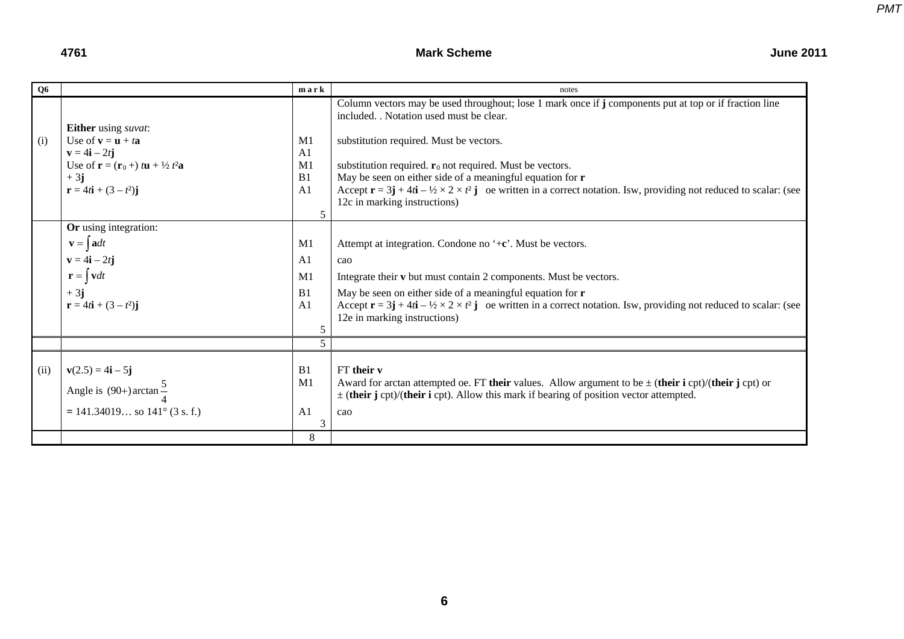| Q6 | | mark | notes |
|---|---|---|---|
| | | | Column vectors may be used throughout; lose 1 mark once if **j** components put at top or if fraction line included. . Notation used must be clear. |
| (i) | **Either** using *suvat*: | | |
| | Use of $\mathbf{v} = \mathbf{u} + t\mathbf{a}$ | M1 | substitution required. Must be vectors. |
| | $\mathbf{v} = 4\mathbf{i} - 2t\mathbf{j}$ | A1 | |
| | Use of $\mathbf{r} = (\mathbf{r}_0 +)\ t\mathbf{u} + \frac{1}{2} t^2\mathbf{a}$ | M1 | substitution required. $\mathbf{r}_0$ not required. Must be vectors. |
| | $+ 3\mathbf{j}$ | B1 | May be seen on either side of a meaningful equation for **r** |
| | $\mathbf{r} = 4t\mathbf{i} + (3 - t^2)\mathbf{j}$ | A1 | Accept $\mathbf{r} = 3\mathbf{j} + 4t\mathbf{i} - \frac{1}{2} \times 2 \times t^2\ \mathbf{j}$ oe written in a correct notation. Isw, providing not reduced to scalar: (see 12c in marking instructions) |
| | | 5 | |
| | **Or** using integration: | | |
| | $\mathbf{v} = \int \mathbf{a}\,dt$ | M1 | Attempt at integration. Condone no '+**c**'. Must be vectors. |
| | $\mathbf{v} = 4\mathbf{i} - 2t\mathbf{j}$ | A1 | cao |
| | $\mathbf{r} = \int \mathbf{v}\,dt$ | M1 | Integrate their **v** but must contain 2 components. Must be vectors. |
| | $+ 3\mathbf{j}$ | B1 | May be seen on either side of a meaningful equation for **r** |
| | $\mathbf{r} = 4t\mathbf{i} + (3 - t^2)\mathbf{j}$ | A1 | Accept $\mathbf{r} = 3\mathbf{j} + 4t\mathbf{i} - \frac{1}{2} \times 2 \times t^2\ \mathbf{j}$ oe written in a correct notation. Isw, providing not reduced to scalar: (see 12e in marking instructions) |
| | | 5 | |
| | | 5 | |
| (ii) | $\mathbf{v}(2.5) = 4\mathbf{i} - 5\mathbf{j}$ | B1 | FT **their v** |
| | Angle is $(90+)\arctan\frac{5}{4}$ | M1 | Award for arctan attempted oe. FT **their** values. Allow argument to be ± (**their i** cpt)/(**their j** cpt) or ± (**their j** cpt)/(**their i** cpt). Allow this mark if bearing of position vector attempted. |
| | = 141.34019… so 141° (3 s. f.) | A1 | cao |
| | | 3 | |
| | | 8 | |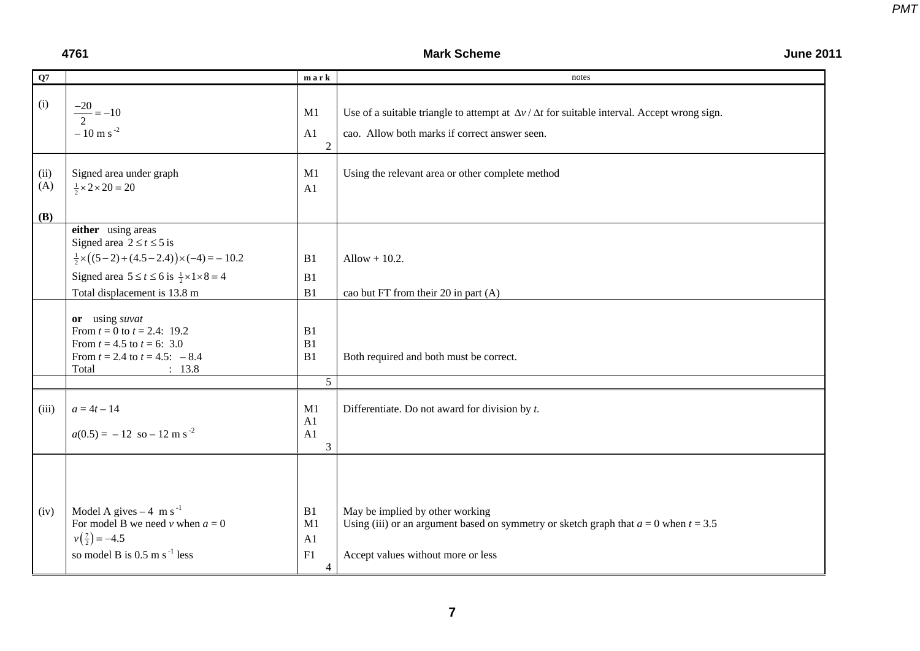| Q7 | | mark | notes |
|---|---|---|---|
| (i) | $\frac{-20}{2} = -10$ | M1 | Use of a suitable triangle to attempt at $\Delta v / \Delta t$ for suitable interval. Accept wrong sign. |
| | $-10$ m s$^{-2}$ | A1 | cao. Allow both marks if correct answer seen. |
| | | 2 | |
| (ii) (A) | Signed area under graph | M1 | Using the relevant area or other complete method |
| | $\frac{1}{2} \times 2 \times 20 = 20$ | A1 | |
| **(B)** | | | |
| | **either** using areas | | |
| | Signed area $2 \le t \le 5$ is | | |
| | $\frac{1}{2} \times ((5-2)+(4.5-2.4)) \times (-4) = -10.2$ | B1 | Allow + 10.2. |
| | Signed area $5 \le t \le 6$ is $\frac{1}{2} \times 1 \times 8 = 4$ | B1 | |
| | Total displacement is 13.8 m | B1 | cao but FT from their 20 in part (A) |
| | **or** using *suvat* | | |
| | From $t = 0$ to $t = 2.4$: 19.2 | B1 | |
| | From $t = 4.5$ to $t = 6$: 3.0 | B1 | |
| | From $t = 2.4$ to $t = 4.5$: $-8.4$ | B1 | Both required and both must be correct. |
| | Total : 13.8 | | |
| | | 5 | |
| (iii) | $a = 4t - 14$ | M1 | Differentiate. Do not award for division by $t$. |
| | | A1 | |
| | $a(0.5) = -12$ so $-12$ m s$^{-2}$ | A1 | |
| | | 3 | |
| (iv) | Model A gives $-4$ m s$^{-1}$ | B1 | May be implied by other working |
| | For model B we need $v$ when $a = 0$ | M1 | Using (iii) or an argument based on symmetry or sketch graph that $a = 0$ when $t = 3.5$ |
| | $v\left(\frac{7}{2}\right) = -4.5$ | A1 | |
| | so model B is 0.5 m s$^{-1}$ less | F1 | Accept values without more or less |
| | | 4 | |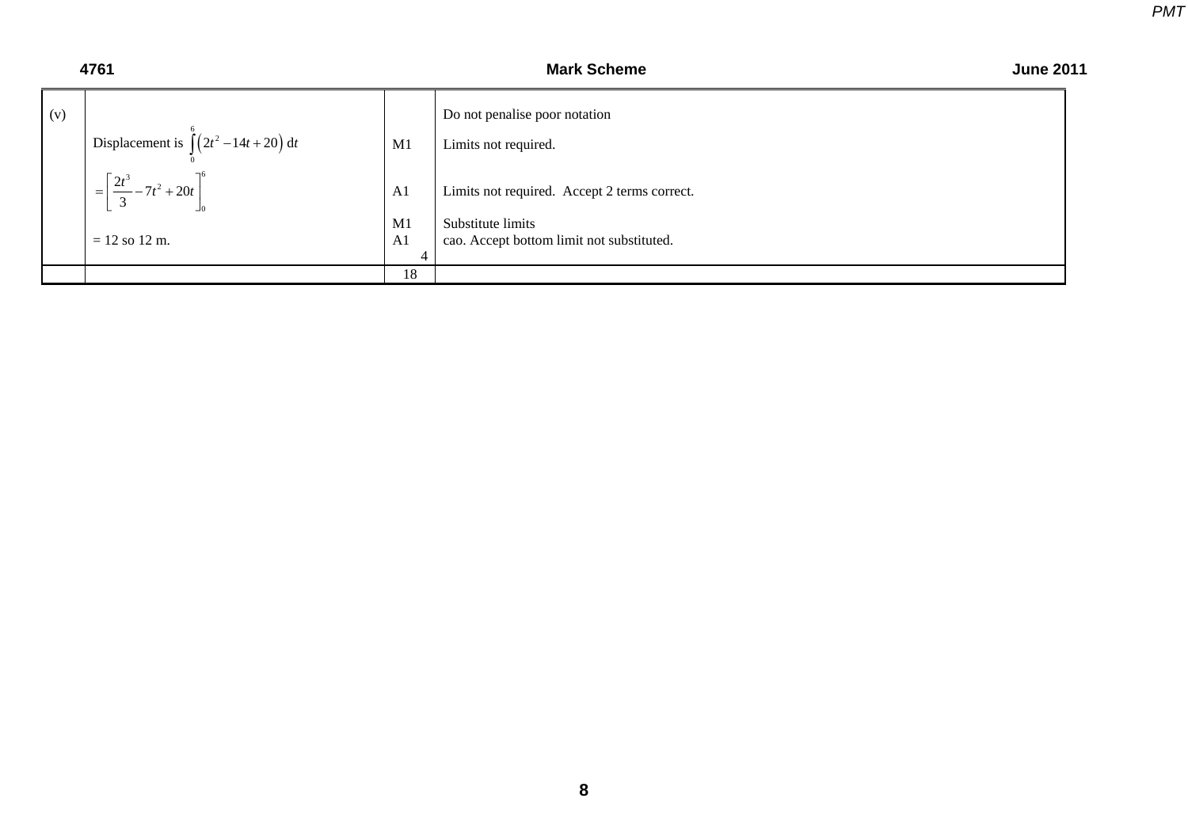| | | | |
|---|---|---|---|
| (v) | Displacement is $\int_0^6 \left(2t^2 - 14t + 20\right)\,dt$ | M1 | Do not penalise poor notation<br>Limits not required. |
| | $= \left[\dfrac{2t^3}{3} - 7t^2 + 20t\right]_0^6$ | A1 | Limits not required. Accept 2 terms correct. |
| | | M1 | Substitute limits |
| | = 12 so 12 m. | A1<br>4 | cao. Accept bottom limit not substituted. |
| | | 18 | |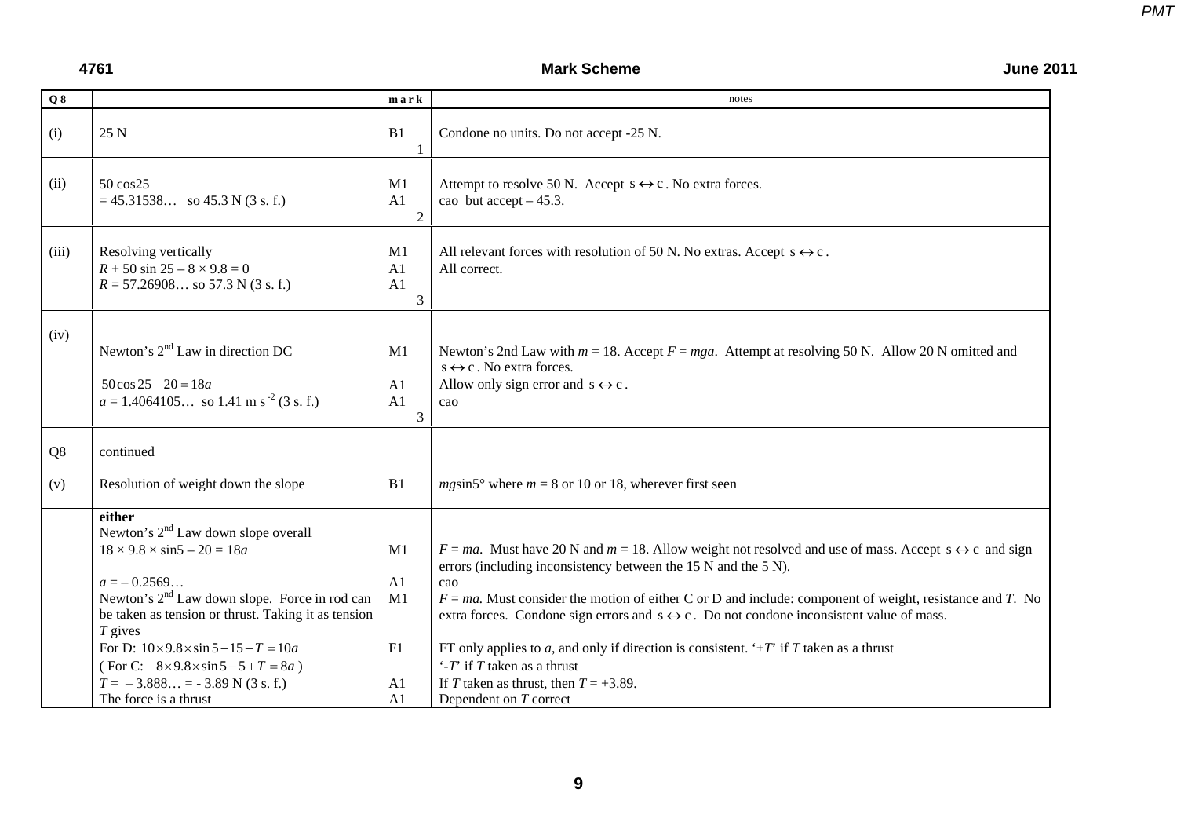**4761 Mark Scheme June 2011**

| Q 8 | | mark | notes |
|---|---|---|---|
| (i) | 25 N | B1<br>1 | Condone no units. Do not accept -25 N. |
| (ii) | 50 cos25<br>= 45.31538… so 45.3 N (3 s. f.) | M1<br>A1<br>2 | Attempt to resolve 50 N. Accept $s \leftrightarrow c$. No extra forces.<br>cao but accept – 45.3. |
| (iii) | Resolving vertically<br>$R + 50 \sin 25 - 8 \times 9.8 = 0$<br>$R = 57.26908…$ so 57.3 N (3 s. f.) | M1<br>A1<br>A1<br>3 | All relevant forces with resolution of 50 N. No extras. Accept $s \leftrightarrow c$.<br>All correct. |
| (iv) | Newton's 2nd Law in direction DC<br><br>$50\cos 25 - 20 = 18a$<br>$a = 1.4064105…$ so 1.41 m s$^{-2}$ (3 s. f.) | M1<br><br>A1<br>A1<br>3 | Newton's 2nd Law with $m$ = 18. Accept $F = mga$. Attempt at resolving 50 N. Allow 20 N omitted and $s \leftrightarrow c$. No extra forces.<br>Allow only sign error and $s \leftrightarrow c$.<br>cao |
| Q8 | continued | | |
| (v) | Resolution of weight down the slope | B1 | $mg\sin5°$ where $m$ = 8 or 10 or 18, wherever first seen |
| | **either**<br>Newton's 2nd Law down slope overall<br>$18 \times 9.8 \times \sin5 - 20 = 18a$<br><br>$a = -0.2569…$<br>Newton's 2nd Law down slope. Force in rod can be taken as tension or thrust. Taking it as tension $T$ gives<br>For D: $10 \times 9.8 \times \sin 5 - 15 - T = 10a$<br>( For C: $8 \times 9.8 \times \sin 5 - 5 + T = 8a$ )<br>$T = -3.888… = -3.89$ N (3 s. f.)<br>The force is a thrust | M1<br><br>A1<br>M1<br><br><br>F1<br><br>A1<br>A1 | $F = ma$. Must have 20 N and $m$ = 18. Allow weight not resolved and use of mass. Accept $s \leftrightarrow c$ and sign errors (including inconsistency between the 15 N and the 5 N).<br>cao<br>$F = ma$. Must consider the motion of either C or D and include: component of weight, resistance and $T$. No extra forces. Condone sign errors and $s \leftrightarrow c$. Do not condone inconsistent value of mass.<br><br>FT only applies to $a$, and only if direction is consistent. '+$T$' if $T$ taken as a thrust<br>'-$T$' if $T$ taken as a thrust<br>If $T$ taken as thrust, then $T$ = +3.89.<br>Dependent on $T$ correct |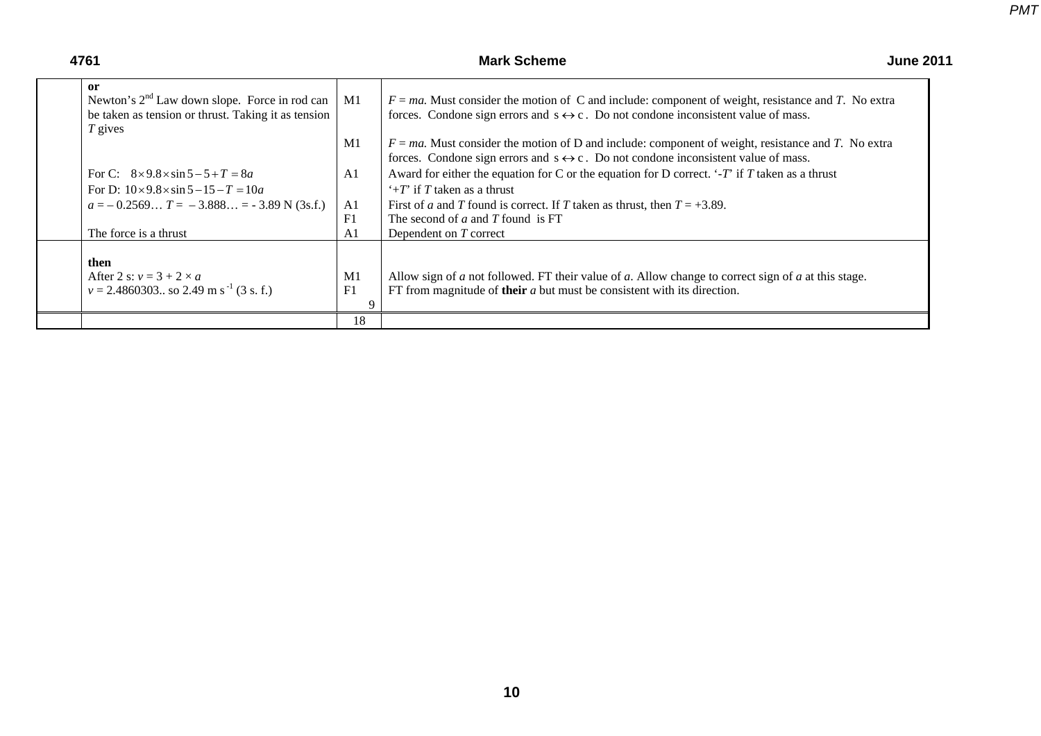| | | | |
|---|---|---|---|
| | **or**<br>Newton's 2nd Law down slope. Force in rod can be taken as tension or thrust. Taking it as tension $T$ gives | M1 | $F = ma$. Must consider the motion of C and include: component of weight, resistance and $T$. No extra forces. Condone sign errors and $s \leftrightarrow c$. Do not condone inconsistent value of mass. |
| | | M1 | $F = ma$. Must consider the motion of D and include: component of weight, resistance and $T$. No extra forces. Condone sign errors and $s \leftrightarrow c$. Do not condone inconsistent value of mass. |
| | For C: $8 \times 9.8 \times \sin 5 - 5 + T = 8a$<br>For D: $10 \times 9.8 \times \sin 5 - 15 - T = 10a$ | A1 | Award for either the equation for C or the equation for D correct. '$-T$' if $T$ taken as a thrust<br>'$+T$' if $T$ taken as a thrust |
| | $a = -0.2569\ldots$ $T = -3.888\ldots = -3.89$ N (3s.f.) | A1<br>F1 | First of $a$ and $T$ found is correct. If $T$ taken as thrust, then $T = +3.89$.<br>The second of $a$ and $T$ found is FT |
| | The force is a thrust | A1 | Dependent on $T$ correct |
| | **then**<br>After 2 s: $v = 3 + 2 \times a$<br>$v = 2.4860303..$ so $2.49 \text{ m s}^{-1}$ (3 s. f.) | M1<br>F1<br>9 | Allow sign of $a$ not followed. FT their value of $a$. Allow change to correct sign of $a$ at this stage.<br>FT from magnitude of **their** $a$ but must be consistent with its direction. |
| | | 18 | |